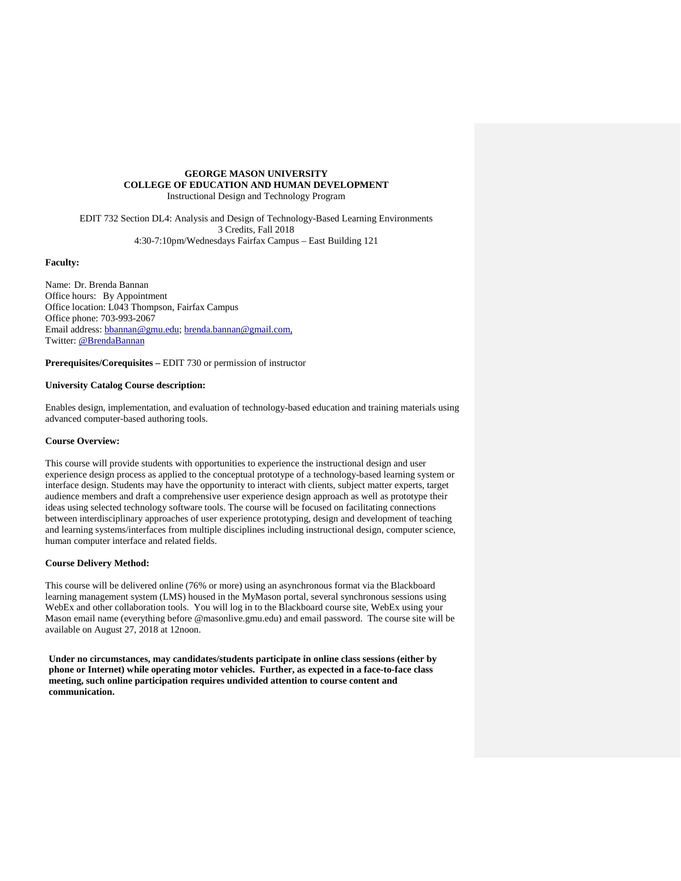**GEORGE MASON UNIVERSITY**
**COLLEGE OF EDUCATION AND HUMAN DEVELOPMENT**
Instructional Design and Technology Program

EDIT 732 Section DL4: Analysis and Design of Technology-Based Learning Environments
3 Credits, Fall 2018
4:30-7:10pm/Wednesdays Fairfax Campus – East Building 121

**Faculty:**

Name: Dr. Brenda Bannan
Office hours: By Appointment
Office location: L043 Thompson, Fairfax Campus
Office phone: 703-993-2067
Email address: bbannan@gmu.edu; brenda.bannan@gmail.com,
Twitter: @BrendaBannan

**Prerequisites/Corequisites –** EDIT 730 or permission of instructor

**University Catalog Course description:**

Enables design, implementation, and evaluation of technology-based education and training materials using advanced computer-based authoring tools.

**Course Overview:**

This course will provide students with opportunities to experience the instructional design and user experience design process as applied to the conceptual prototype of a technology-based learning system or interface design. Students may have the opportunity to interact with clients, subject matter experts, target audience members and draft a comprehensive user experience design approach as well as prototype their ideas using selected technology software tools. The course will be focused on facilitating connections between interdisciplinary approaches of user experience prototyping, design and development of teaching and learning systems/interfaces from multiple disciplines including instructional design, computer science, human computer interface and related fields.

**Course Delivery Method:**

This course will be delivered online (76% or more) using an asynchronous format via the Blackboard learning management system (LMS) housed in the MyMason portal, several synchronous sessions using WebEx and other collaboration tools. You will log in to the Blackboard course site, WebEx using your Mason email name (everything before @masonlive.gmu.edu) and email password. The course site will be available on August 27, 2018 at 12noon.

**Under no circumstances, may candidates/students participate in online class sessions (either by phone or Internet) while operating motor vehicles. Further, as expected in a face-to-face class meeting, such online participation requires undivided attention to course content and communication.**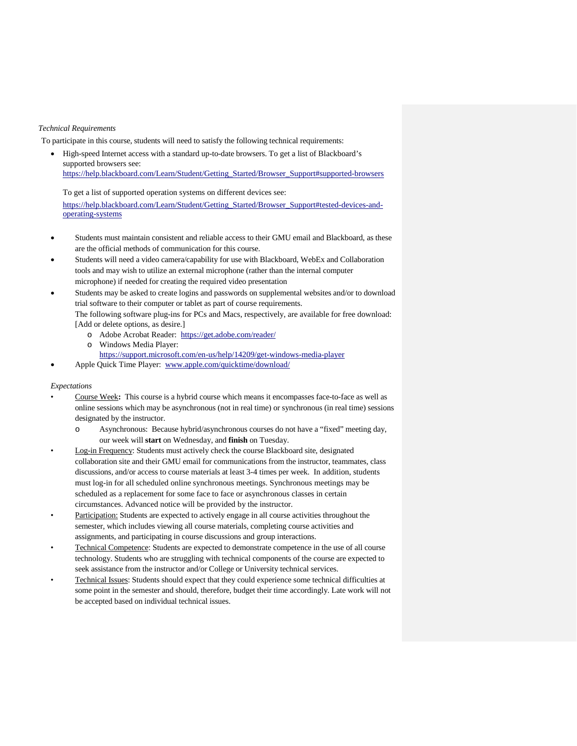*Technical Requirements*

To participate in this course, students will need to satisfy the following technical requirements:

- High-speed Internet access with a standard up-to-date browsers. To get a list of Blackboard's supported browsers see: https://help.blackboard.com/Learn/Student/Getting_Started/Browser_Support#supported-browsers

  To get a list of supported operation systems on different devices see:
  https://help.blackboard.com/Learn/Student/Getting_Started/Browser_Support#tested-devices-and-operating-systems

- Students must maintain consistent and reliable access to their GMU email and Blackboard, as these are the official methods of communication for this course.
- Students will need a video camera/capability for use with Blackboard, WebEx and Collaboration tools and may wish to utilize an external microphone (rather than the internal computer microphone) if needed for creating the required video presentation
- Students may be asked to create logins and passwords on supplemental websites and/or to download trial software to their computer or tablet as part of course requirements.
  The following software plug-ins for PCs and Macs, respectively, are available for free download: [Add or delete options, as desire.]
  - Adobe Acrobat Reader: https://get.adobe.com/reader/
  - Windows Media Player: https://support.microsoft.com/en-us/help/14209/get-windows-media-player
- Apple Quick Time Player: www.apple.com/quicktime/download/

*Expectations*

- Course Week**:** This course is a hybrid course which means it encompasses face-to-face as well as online sessions which may be asynchronous (not in real time) or synchronous (in real time) sessions designated by the instructor.
  - Asynchronous: Because hybrid/asynchronous courses do not have a "fixed" meeting day, our week will **start** on Wednesday, and **finish** on Tuesday.
- Log-in Frequency: Students must actively check the course Blackboard site, designated collaboration site and their GMU email for communications from the instructor, teammates, class discussions, and/or access to course materials at least 3-4 times per week. In addition, students must log-in for all scheduled online synchronous meetings. Synchronous meetings may be scheduled as a replacement for some face to face or asynchronous classes in certain circumstances. Advanced notice will be provided by the instructor.
- Participation: Students are expected to actively engage in all course activities throughout the semester, which includes viewing all course materials, completing course activities and assignments, and participating in course discussions and group interactions.
- Technical Competence: Students are expected to demonstrate competence in the use of all course technology. Students who are struggling with technical components of the course are expected to seek assistance from the instructor and/or College or University technical services.
- Technical Issues: Students should expect that they could experience some technical difficulties at some point in the semester and should, therefore, budget their time accordingly. Late work will not be accepted based on individual technical issues.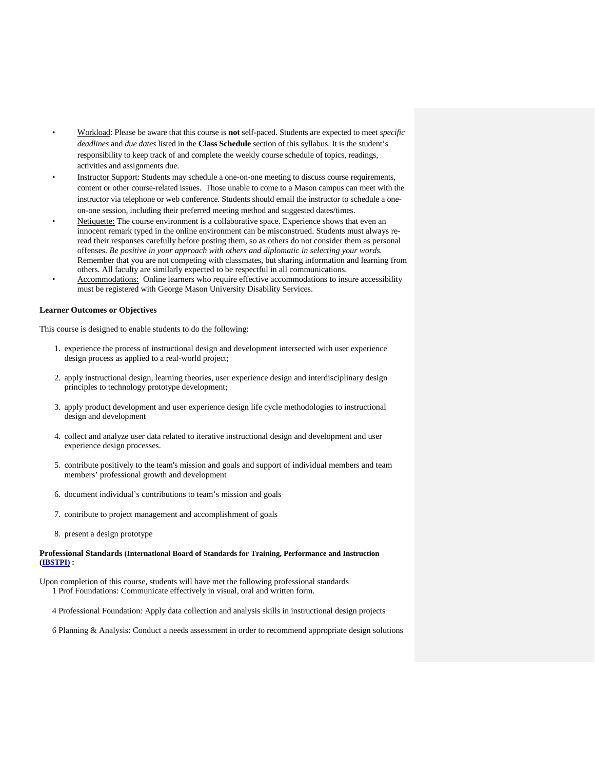- Workload: Please be aware that this course is **not** self-paced. Students are expected to meet *specific deadlines* and *due dates* listed in the **Class Schedule** section of this syllabus. It is the student's responsibility to keep track of and complete the weekly course schedule of topics, readings, activities and assignments due.
- Instructor Support: Students may schedule a one-on-one meeting to discuss course requirements, content or other course-related issues. Those unable to come to a Mason campus can meet with the instructor via telephone or web conference. Students should email the instructor to schedule a one-on-one session, including their preferred meeting method and suggested dates/times.
- Netiquette: The course environment is a collaborative space. Experience shows that even an innocent remark typed in the online environment can be misconstrued. Students must always re-read their responses carefully before posting them, so as others do not consider them as personal offenses. *Be positive in your approach with others and diplomatic in selecting your words.* Remember that you are not competing with classmates, but sharing information and learning from others. All faculty are similarly expected to be respectful in all communications.
- Accommodations: Online learners who require effective accommodations to insure accessibility must be registered with George Mason University Disability Services.

**Learner Outcomes or Objectives**

This course is designed to enable students to do the following:

1. experience the process of instructional design and development intersected with user experience design process as applied to a real-world project;
2. apply instructional design, learning theories, user experience design and interdisciplinary design principles to technology prototype development;
3. apply product development and user experience design life cycle methodologies to instructional design and development
4. collect and analyze user data related to iterative instructional design and development and user experience design processes.
5. contribute positively to the team's mission and goals and support of individual members and team members' professional growth and development
6. document individual's contributions to team's mission and goals
7. contribute to project management and accomplishment of goals
8. present a design prototype

**Professional Standards (International Board of Standards for Training, Performance and Instruction (IBSTPI) :**

Upon completion of this course, students will have met the following professional standards

1 Prof Foundations: Communicate effectively in visual, oral and written form.

4 Professional Foundation: Apply data collection and analysis skills in instructional design projects

6 Planning & Analysis: Conduct a needs assessment in order to recommend appropriate design solutions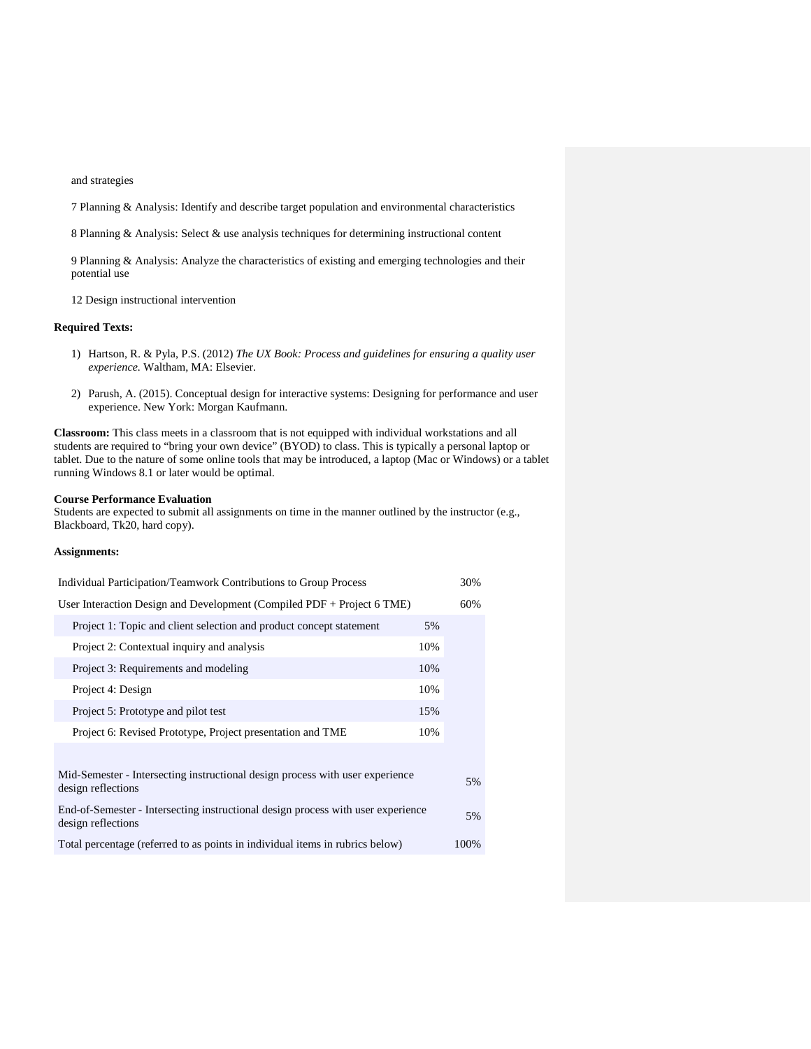and strategies

7 Planning & Analysis: Identify and describe target population and environmental characteristics

8 Planning & Analysis: Select & use analysis techniques for determining instructional content

9 Planning & Analysis: Analyze the characteristics of existing and emerging technologies and their potential use

12 Design instructional intervention

**Required Texts:**

1) Hartson, R. & Pyla, P.S. (2012) *The UX Book: Process and guidelines for ensuring a quality user experience.* Waltham, MA: Elsevier.

2) Parush, A. (2015). Conceptual design for interactive systems: Designing for performance and user experience. New York: Morgan Kaufmann.

**Classroom:** This class meets in a classroom that is not equipped with individual workstations and all students are required to "bring your own device" (BYOD) to class. This is typically a personal laptop or tablet. Due to the nature of some online tools that may be introduced, a laptop (Mac or Windows) or a tablet running Windows 8.1 or later would be optimal.

**Course Performance Evaluation**
Students are expected to submit all assignments on time in the manner outlined by the instructor (e.g., Blackboard, Tk20, hard copy).

**Assignments:**

| | | |
|---|---|---|
| Individual Participation/Teamwork Contributions to Group Process | | 30% |
| User Interaction Design and Development (Compiled PDF + Project 6 TME) | | 60% |
| Project 1: Topic and client selection and product concept statement | 5% | |
| Project 2: Contextual inquiry and analysis | 10% | |
| Project 3: Requirements and modeling | 10% | |
| Project 4: Design | 10% | |
| Project 5: Prototype and pilot test | 15% | |
| Project 6: Revised Prototype, Project presentation and TME | 10% | |
| | | |
| Mid-Semester - Intersecting instructional design process with user experience design reflections | | 5% |
| End-of-Semester - Intersecting instructional design process with user experience design reflections | | 5% |
| Total percentage (referred to as points in individual items in rubrics below) | | 100% |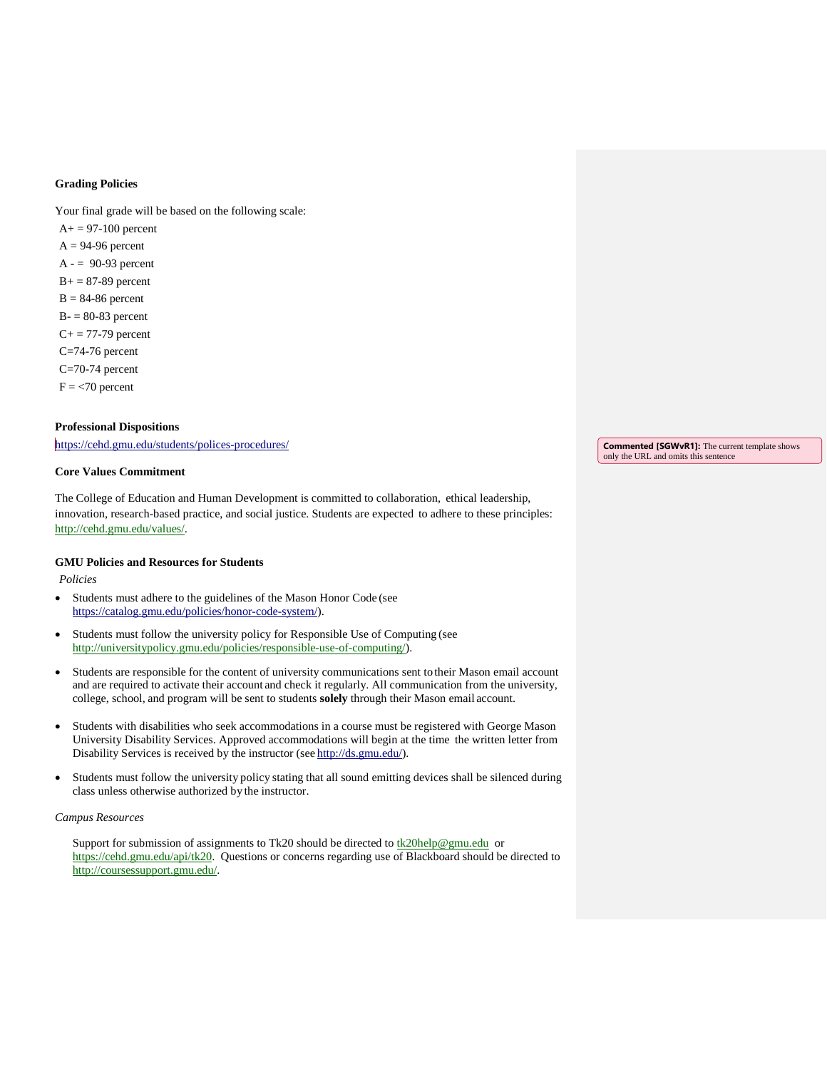**Grading Policies**

Your final grade will be based on the following scale:

A+ = 97-100 percent
A = 94-96 percent
A - = 90-93 percent
B+ = 87-89 percent
B = 84-86 percent
B- = 80-83 percent
C+ = 77-79 percent
C=74-76 percent
C=70-74 percent
F = <70 percent

**Professional Dispositions**

https://cehd.gmu.edu/students/polices-procedures/

**Commented [SGWvR1]:** The current template shows only the URL and omits this sentence

**Core Values Commitment**

The College of Education and Human Development is committed to collaboration, ethical leadership, innovation, research-based practice, and social justice. Students are expected to adhere to these principles: http://cehd.gmu.edu/values/.

**GMU Policies and Resources for Students**

*Policies*

- Students must adhere to the guidelines of the Mason Honor Code (see https://catalog.gmu.edu/policies/honor-code-system/).
- Students must follow the university policy for Responsible Use of Computing (see http://universitypolicy.gmu.edu/policies/responsible-use-of-computing/).
- Students are responsible for the content of university communications sent to their Mason email account and are required to activate their account and check it regularly. All communication from the university, college, school, and program will be sent to students **solely** through their Mason email account.
- Students with disabilities who seek accommodations in a course must be registered with George Mason University Disability Services. Approved accommodations will begin at the time the written letter from Disability Services is received by the instructor (see http://ds.gmu.edu/).
- Students must follow the university policy stating that all sound emitting devices shall be silenced during class unless otherwise authorized by the instructor.

*Campus Resources*

Support for submission of assignments to Tk20 should be directed to tk20help@gmu.edu or https://cehd.gmu.edu/api/tk20. Questions or concerns regarding use of Blackboard should be directed to http://coursessupport.gmu.edu/.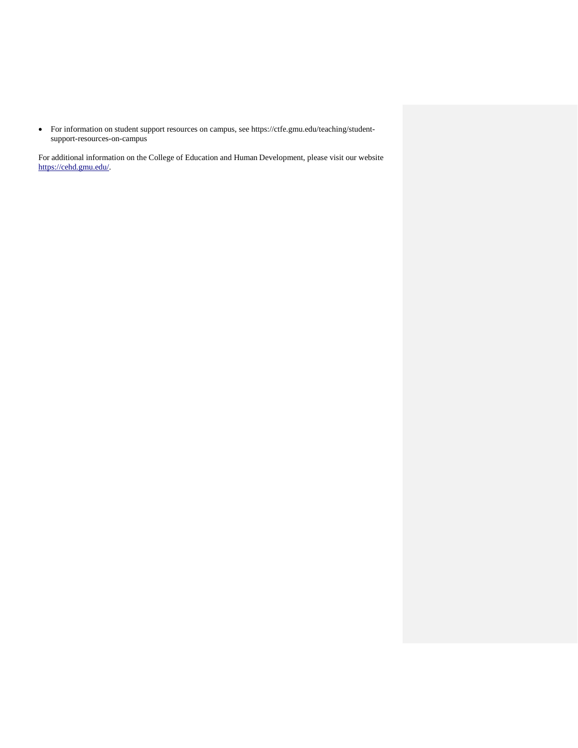- For information on student support resources on campus, see https://ctfe.gmu.edu/teaching/student-support-resources-on-campus

For additional information on the College of Education and Human Development, please visit our website https://cehd.gmu.edu/.